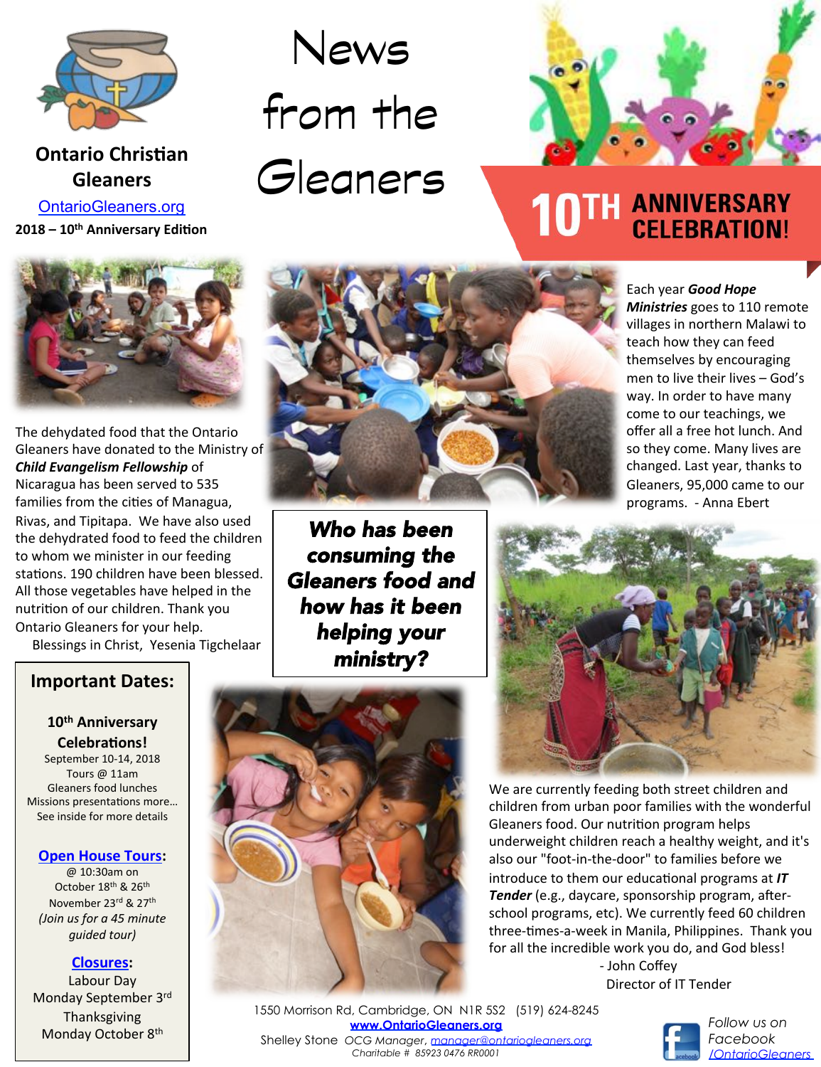# News from the Gleaners

**Ontario Christian Gleaners**

OntarioGleaners.org

**2018 – 10th Anniversary Edition**

## 10TH ANNIVERSARY CELEBRATION!

The dehydrated food that the Ontario Gleaners have donated to the Ministry of ***Child Evangelism Fellowship*** of Nicaragua has been served to 535 families from the cities of Managua, Rivas, and Tipitapa. We have also used the dehydrated food to feed the children to whom we minister in our feeding stations. 190 children have been blessed. All those vegetables have helped in the nutrition of our children. Thank you Ontario Gleaners for your help.

Blessings in Christ, Yesenia Tigchelaar

Each year ***Good Hope Ministries*** goes to 110 remote villages in northern Malawi to teach how they can feed themselves by encouraging men to live their lives – God's way. In order to have many come to our teachings, we offer all a free hot lunch. And so they come. Many lives are changed. Last year, thanks to Gleaners, 95,000 came to our programs. - Anna Ebert

***Who has been consuming the Gleaners food and how has it been helping your ministry?***

We are currently feeding both street children and children from urban poor families with the wonderful Gleaners food. Our nutrition program helps underweight children reach a healthy weight, and it's also our "foot-in-the-door" to families before we introduce to them our educational programs at ***IT Tender*** (e.g., daycare, sponsorship program, after-school programs, etc). We currently feed 60 children three-times-a-week in Manila, Philippines. Thank you for all the incredible work you do, and God bless!

- John Coffey
Director of IT Tender

## Important Dates:

**10th Anniversary Celebrations!**
September 10-14, 2018
Tours @ 11am
Gleaners food lunches
Missions presentations more…
See inside for more details

**Open House Tours:**
@ 10:30am on
October 18th & 26th
November 23rd & 27th
*(Join us for a 45 minute guided tour)*

**Closures:**
Labour Day
Monday September 3rd
Thanksgiving
Monday October 8th

1550 Morrison Rd, Cambridge, ON N1R 5S2 (519) 624-8245
www.OntarioGleaners.org
Shelley Stone *OCG Manager, manager@ontariogleaners.org*
*Charitable # 85923 0476 RR0001*

*Follow us on Facebook /OntarioGleaners*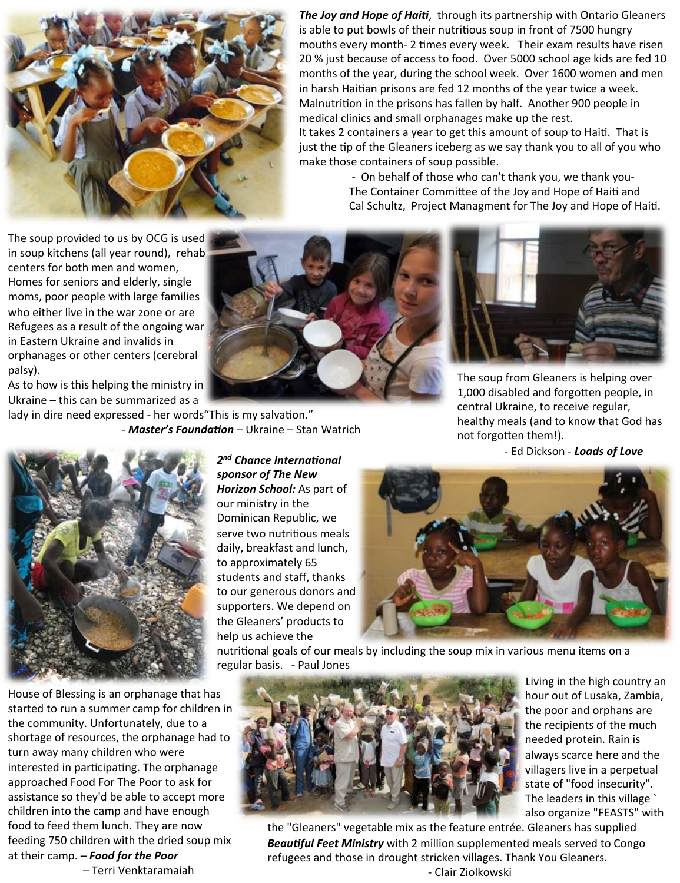***The Joy and Hope of Haiti***, through its partnership with Ontario Gleaners is able to put bowls of their nutritious soup in front of 7500 hungry mouths every month- 2 times every week. Their exam results have risen 20 % just because of access to food. Over 5000 school age kids are fed 10 months of the year, during the school week. Over 1600 women and men in harsh Haitian prisons are fed 12 months of the year twice a week. Malnutrition in the prisons has fallen by half. Another 900 people in medical clinics and small orphanages make up the rest.
It takes 2 containers a year to get this amount of soup to Haiti. That is just the tip of the Gleaners iceberg as we say thank you to all of you who make those containers of soup possible.

- On behalf of those who can't thank you, we thank you-
The Container Committee of the Joy and Hope of Haiti and
Cal Schultz, Project Managment for The Joy and Hope of Haiti.

The soup provided to us by OCG is used in soup kitchens (all year round), rehab centers for both men and women, Homes for seniors and elderly, single moms, poor people with large families who either live in the war zone or are Refugees as a result of the ongoing war in Eastern Ukraine and invalids in orphanages or other centers (cerebral palsy).
As to how is this helping the ministry in Ukraine – this can be summarized as a lady in dire need expressed - her words"This is my salvation."

- ***Master's Foundation*** – Ukraine – Stan Watrich

The soup from Gleaners is helping over 1,000 disabled and forgotten people, in central Ukraine, to receive regular, healthy meals (and to know that God has not forgotten them!).

- Ed Dickson - ***Loads of Love***

***2nd Chance International sponsor of The New Horizon School:*** As part of our ministry in the Dominican Republic, we serve two nutritious meals daily, breakfast and lunch, to approximately 65 students and staff, thanks to our generous donors and supporters. We depend on the Gleaners' products to help us achieve the nutritional goals of our meals by including the soup mix in various menu items on a regular basis. - Paul Jones

House of Blessing is an orphanage that has started to run a summer camp for children in the community. Unfortunately, due to a shortage of resources, the orphanage had to turn away many children who were interested in participating. The orphanage approached Food For The Poor to ask for assistance so they'd be able to accept more children into the camp and have enough food to feed them lunch. They are now feeding 750 children with the dried soup mix at their camp. – ***Food for the Poor***

– Terri Venktaramaiah

Living in the high country an hour out of Lusaka, Zambia, the poor and orphans are the recipients of the much needed protein. Rain is always scarce here and the villagers live in a perpetual state of "food insecurity". The leaders in this village ` also organize "FEASTS" with the "Gleaners" vegetable mix as the feature entrée. Gleaners has supplied ***Beautiful Feet Ministry*** with 2 million supplemented meals served to Congo refugees and those in drought stricken villages. Thank You Gleaners.

- Clair Ziolkowski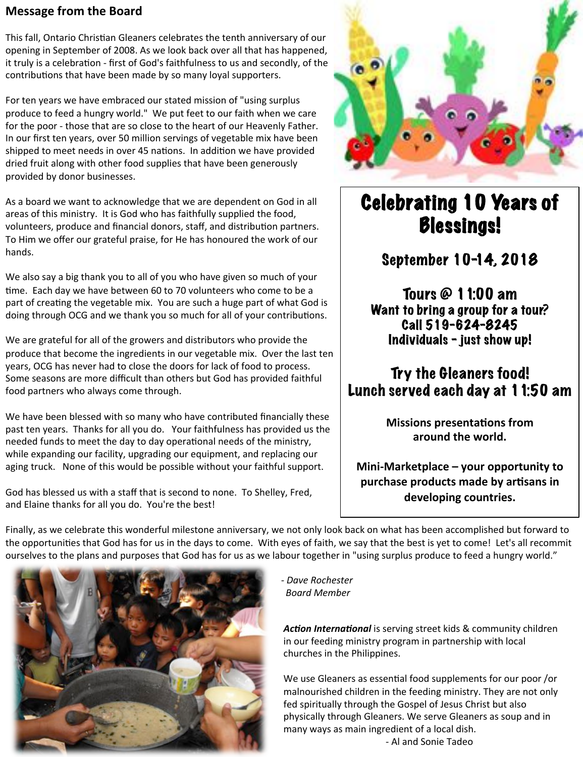## Message from the Board

This fall, Ontario Christian Gleaners celebrates the tenth anniversary of our opening in September of 2008. As we look back over all that has happened, it truly is a celebration - first of God's faithfulness to us and secondly, of the contributions that have been made by so many loyal supporters.

For ten years we have embraced our stated mission of "using surplus produce to feed a hungry world." We put feet to our faith when we care for the poor - those that are so close to the heart of our Heavenly Father. In our first ten years, over 50 million servings of vegetable mix have been shipped to meet needs in over 45 nations. In addition we have provided dried fruit along with other food supplies that have been generously provided by donor businesses.

As a board we want to acknowledge that we are dependent on God in all areas of this ministry. It is God who has faithfully supplied the food, volunteers, produce and financial donors, staff, and distribution partners. To Him we offer our grateful praise, for He has honoured the work of our hands.

We also say a big thank you to all of you who have given so much of your time. Each day we have between 60 to 70 volunteers who come to be a part of creating the vegetable mix. You are such a huge part of what God is doing through OCG and we thank you so much for all of your contributions.

We are grateful for all of the growers and distributors who provide the produce that become the ingredients in our vegetable mix. Over the last ten years, OCG has never had to close the doors for lack of food to process. Some seasons are more difficult than others but God has provided faithful food partners who always come through.

We have been blessed with so many who have contributed financially these past ten years. Thanks for all you do. Your faithfulness has provided us the needed funds to meet the day to day operational needs of the ministry, while expanding our facility, upgrading our equipment, and replacing our aging truck. None of this would be possible without your faithful support.

God has blessed us with a staff that is second to none. To Shelley, Fred, and Elaine thanks for all you do. You're the best!

Finally, as we celebrate this wonderful milestone anniversary, we not only look back on what has been accomplished but forward to the opportunities that God has for us in the days to come. With eyes of faith, we say that the best is yet to come! Let's all recommit ourselves to the plans and purposes that God has for us as we labour together in "using surplus produce to feed a hungry world."

*- Dave Rochester*
*Board Member*

## Celebrating 10 Years of Blessings!

### September 10-14, 2018

**Tours @ 11:00 am**
**Want to bring a group for a tour?**
**Call 519-624-8245**
**Individuals - just show up!**

**Try the Gleaners food!**
**Lunch served each day at 11:50 am**

**Missions presentations from around the world.**

**Mini-Marketplace – your opportunity to purchase products made by artisans in developing countries.**

***Action International*** is serving street kids & community children in our feeding ministry program in partnership with local churches in the Philippines.

We use Gleaners as essential food supplements for our poor /or malnourished children in the feeding ministry. They are not only fed spiritually through the Gospel of Jesus Christ but also physically through Gleaners. We serve Gleaners as soup and in many ways as main ingredient of a local dish.

- Al and Sonie Tadeo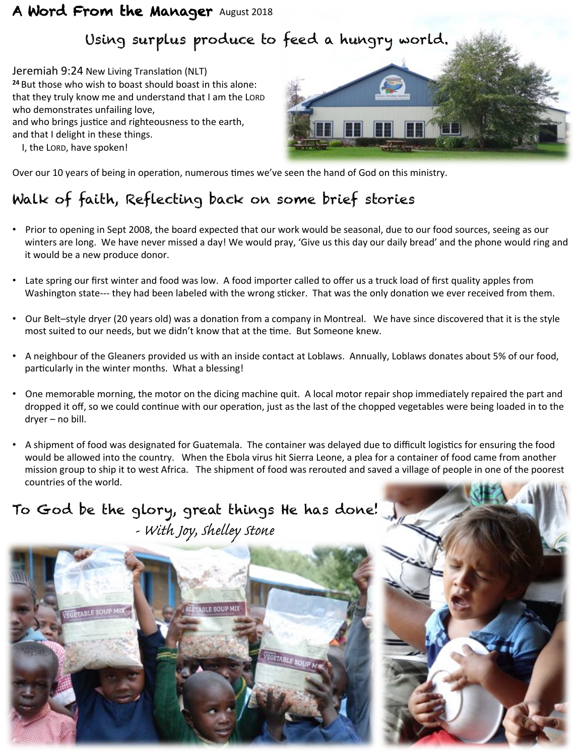# A Word From the Manager August 2018

## Using surplus produce to feed a hungry world.

Jeremiah 9:24 New Living Translation (NLT)
[24] But those who wish to boast should boast in this alone:
that they truly know me and understand that I am the LORD
who demonstrates unfailing love,
and who brings justice and righteousness to the earth,
and that I delight in these things.
I, the LORD, have spoken!

Over our 10 years of being in operation, numerous times we've seen the hand of God on this ministry.

## Walk of faith, Reflecting back on some brief stories

- Prior to opening in Sept 2008, the board expected that our work would be seasonal, due to our food sources, seeing as our winters are long. We have never missed a day! We would pray, 'Give us this day our daily bread' and the phone would ring and it would be a new produce donor.
- Late spring our first winter and food was low. A food importer called to offer us a truck load of first quality apples from Washington state--- they had been labeled with the wrong sticker. That was the only donation we ever received from them.
- Our Belt–style dryer (20 years old) was a donation from a company in Montreal. We have since discovered that it is the style most suited to our needs, but we didn't know that at the time. But Someone knew.
- A neighbour of the Gleaners provided us with an inside contact at Loblaws. Annually, Loblaws donates about 5% of our food, particularly in the winter months. What a blessing!
- One memorable morning, the motor on the dicing machine quit. A local motor repair shop immediately repaired the part and dropped it off, so we could continue with our operation, just as the last of the chopped vegetables were being loaded in to the dryer – no bill.
- A shipment of food was designated for Guatemala. The container was delayed due to difficult logistics for ensuring the food would be allowed into the country. When the Ebola virus hit Sierra Leone, a plea for a container of food came from another mission group to ship it to west Africa. The shipment of food was rerouted and saved a village of people in one of the poorest countries of the world.

## To God be the glory, great things He has done!

*- With Joy, Shelley Stone*